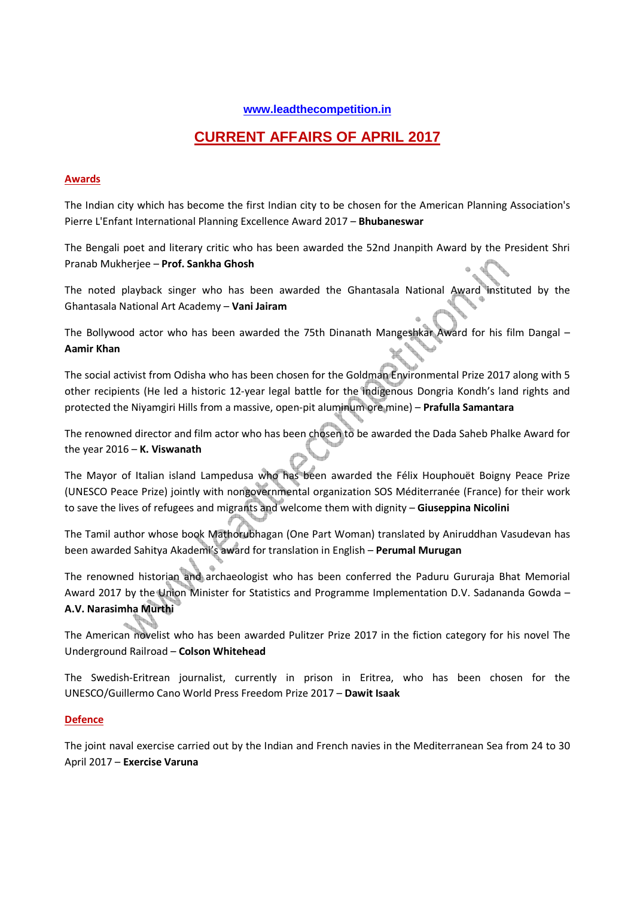**www.leadthecompetition.in**

# CURRENT AFFAIRS OF APRIL 2017

## Awards

The Indian city which has become the first Indian city to be chosen for the American Planning Association's Pierre L'Enfant International Planning Excellence Award 2017 – **Bhubaneswar**

The Bengali poet and literary critic who has been awarded the 52nd Jnanpith Award by the President Shri Pranab Mukherjee – **Prof. Sankha Ghosh**

The noted playback singer who has been awarded the Ghantasala National Award instituted by the Ghantasala National Art Academy – **Vani Jairam**

The Bollywood actor who has been awarded the 75th Dinanath Mangeshkar Award for his film Dangal – **Aamir Khan**

The social activist from Odisha who has been chosen for the Goldman Environmental Prize 2017 along with 5 other recipients (He led a historic 12-year legal battle for the indigenous Dongria Kondh's land rights and protected the Niyamgiri Hills from a massive, open-pit aluminum ore mine) – **Prafulla Samantara**

The renowned director and film actor who has been chosen to be awarded the Dada Saheb Phalke Award for the year 2016 – **K. Viswanath**

The Mayor of Italian island Lampedusa who has been awarded the Félix Houphouët Boigny Peace Prize (UNESCO Peace Prize) jointly with nongovernmental organization SOS Méditerranée (France) for their work to save the lives of refugees and migrants and welcome them with dignity – **Giuseppina Nicolini**

The Tamil author whose book Mathorubhagan (One Part Woman) translated by Aniruddhan Vasudevan has been awarded Sahitya Akademi's award for translation in English – **Perumal Murugan**

The renowned historian and archaeologist who has been conferred the Paduru Gururaja Bhat Memorial Award 2017 by the Union Minister for Statistics and Programme Implementation D.V. Sadananda Gowda – **A.V. Narasimha Murthi**

The American novelist who has been awarded Pulitzer Prize 2017 in the fiction category for his novel The Underground Railroad – **Colson Whitehead**

The Swedish-Eritrean journalist, currently in prison in Eritrea, who has been chosen for the UNESCO/Guillermo Cano World Press Freedom Prize 2017 – **Dawit Isaak**

## Defence

The joint naval exercise carried out by the Indian and French navies in the Mediterranean Sea from 24 to 30 April 2017 – **Exercise Varuna**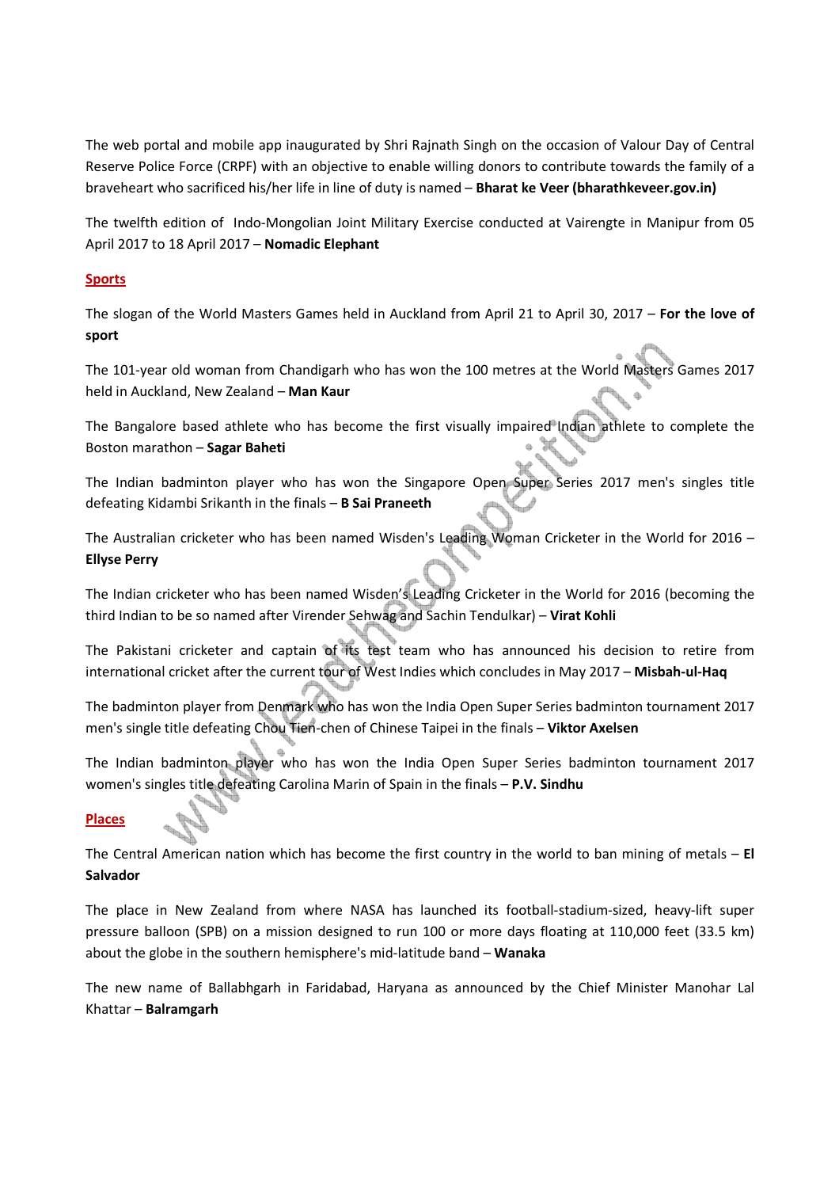The web portal and mobile app inaugurated by Shri Rajnath Singh on the occasion of Valour Day of Central Reserve Police Force (CRPF) with an objective to enable willing donors to contribute towards the family of a braveheart who sacrificed his/her life in line of duty is named – **Bharat ke Veer (bharathkeveer.gov.in)**

The twelfth edition of Indo-Mongolian Joint Military Exercise conducted at Vairengte in Manipur from 05 April 2017 to 18 April 2017 – **Nomadic Elephant**

**Sports**

The slogan of the World Masters Games held in Auckland from April 21 to April 30, 2017 – **For the love of sport**

The 101-year old woman from Chandigarh who has won the 100 metres at the World Masters Games 2017 held in Auckland, New Zealand – **Man Kaur**

The Bangalore based athlete who has become the first visually impaired Indian athlete to complete the Boston marathon – **Sagar Baheti**

The Indian badminton player who has won the Singapore Open Super Series 2017 men's singles title defeating Kidambi Srikanth in the finals – **B Sai Praneeth**

The Australian cricketer who has been named Wisden's Leading Woman Cricketer in the World for 2016 – **Ellyse Perry**

The Indian cricketer who has been named Wisden's Leading Cricketer in the World for 2016 (becoming the third Indian to be so named after Virender Sehwag and Sachin Tendulkar) – **Virat Kohli**

The Pakistani cricketer and captain of its test team who has announced his decision to retire from international cricket after the current tour of West Indies which concludes in May 2017 – **Misbah-ul-Haq**

The badminton player from Denmark who has won the India Open Super Series badminton tournament 2017 men's single title defeating Chou Tien-chen of Chinese Taipei in the finals – **Viktor Axelsen**

The Indian badminton player who has won the India Open Super Series badminton tournament 2017 women's singles title defeating Carolina Marin of Spain in the finals – **P.V. Sindhu**

**Places**

The Central American nation which has become the first country in the world to ban mining of metals – **El Salvador**

The place in New Zealand from where NASA has launched its football-stadium-sized, heavy-lift super pressure balloon (SPB) on a mission designed to run 100 or more days floating at 110,000 feet (33.5 km) about the globe in the southern hemisphere's mid-latitude band – **Wanaka**

The new name of Ballabhgarh in Faridabad, Haryana as announced by the Chief Minister Manohar Lal Khattar – **Balramgarh**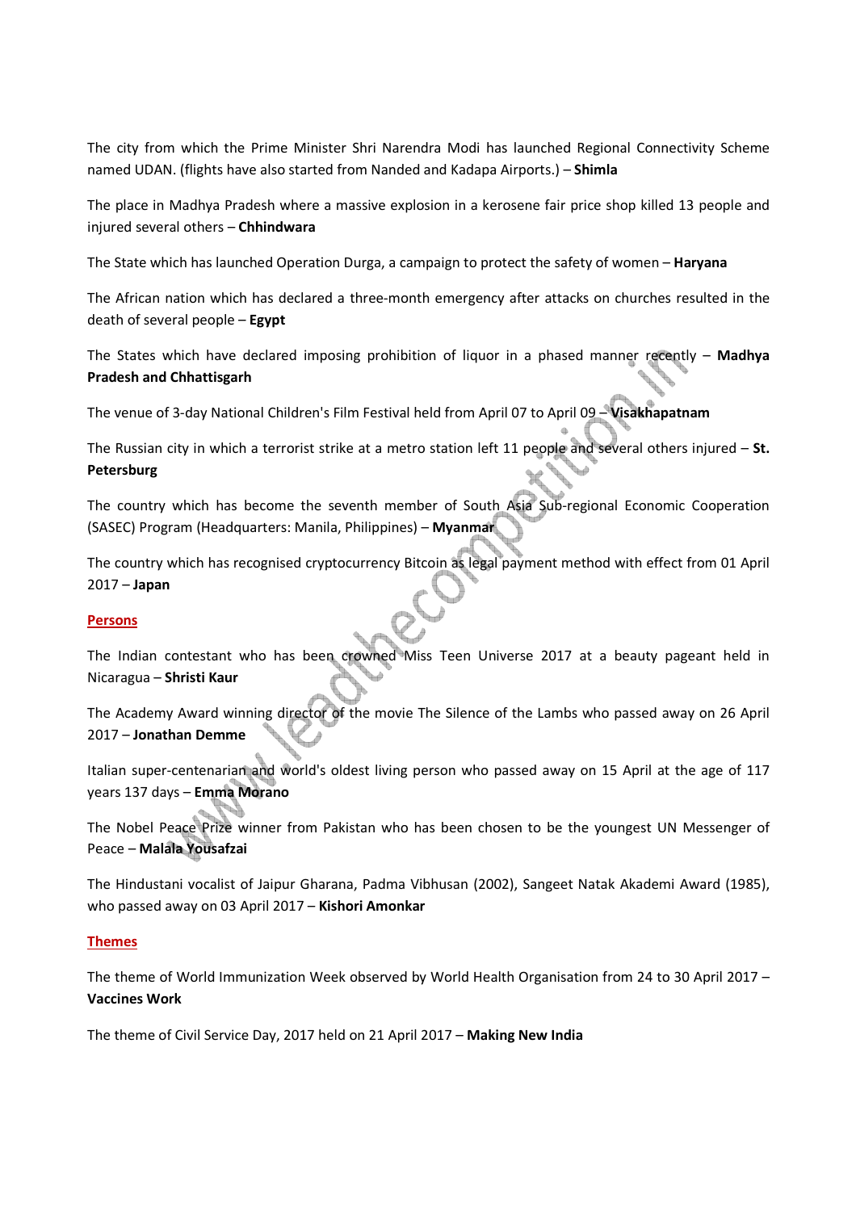The city from which the Prime Minister Shri Narendra Modi has launched Regional Connectivity Scheme named UDAN. (flights have also started from Nanded and Kadapa Airports.) – **Shimla**

The place in Madhya Pradesh where a massive explosion in a kerosene fair price shop killed 13 people and injured several others – **Chhindwara**

The State which has launched Operation Durga, a campaign to protect the safety of women – **Haryana**

The African nation which has declared a three-month emergency after attacks on churches resulted in the death of several people – **Egypt**

The States which have declared imposing prohibition of liquor in a phased manner recently – **Madhya Pradesh and Chhattisgarh**

The venue of 3-day National Children's Film Festival held from April 07 to April 09 – **Visakhapatnam**

The Russian city in which a terrorist strike at a metro station left 11 people and several others injured – **St. Petersburg**

The country which has become the seventh member of South Asia Sub-regional Economic Cooperation (SASEC) Program (Headquarters: Manila, Philippines) – **Myanmar**

The country which has recognised cryptocurrency Bitcoin as legal payment method with effect from 01 April 2017 – **Japan**

## Persons

The Indian contestant who has been crowned Miss Teen Universe 2017 at a beauty pageant held in Nicaragua – **Shristi Kaur**

The Academy Award winning director of the movie The Silence of the Lambs who passed away on 26 April 2017 – **Jonathan Demme**

Italian super-centenarian and world's oldest living person who passed away on 15 April at the age of 117 years 137 days – **Emma Morano**

The Nobel Peace Prize winner from Pakistan who has been chosen to be the youngest UN Messenger of Peace – **Malala Yousafzai**

The Hindustani vocalist of Jaipur Gharana, Padma Vibhusan (2002), Sangeet Natak Akademi Award (1985), who passed away on 03 April 2017 – **Kishori Amonkar**

## Themes

The theme of World Immunization Week observed by World Health Organisation from 24 to 30 April 2017 – **Vaccines Work**

The theme of Civil Service Day, 2017 held on 21 April 2017 – **Making New India**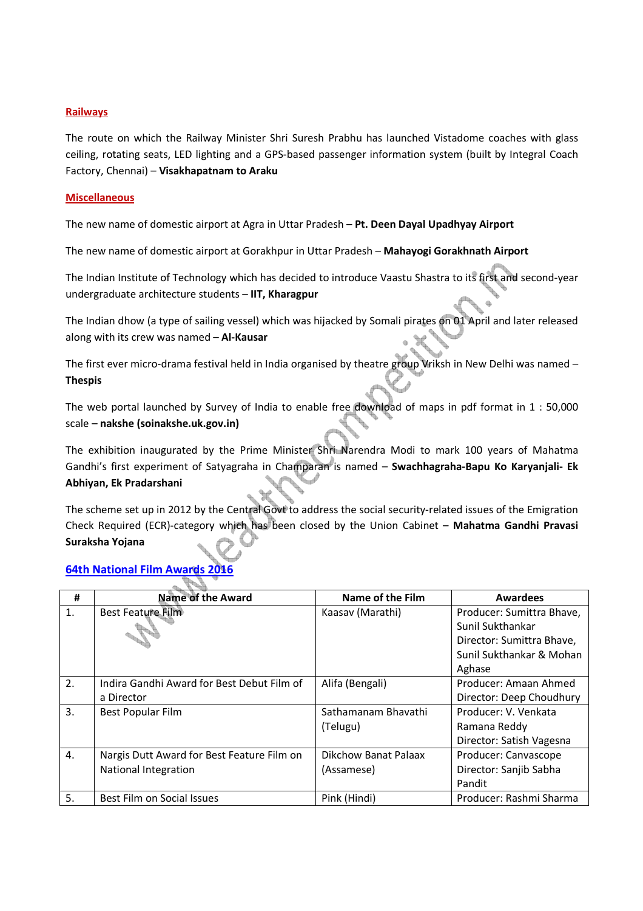## Railways

The route on which the Railway Minister Shri Suresh Prabhu has launched Vistadome coaches with glass ceiling, rotating seats, LED lighting and a GPS-based passenger information system (built by Integral Coach Factory, Chennai) – **Visakhapatnam to Araku**

## Miscellaneous

The new name of domestic airport at Agra in Uttar Pradesh – **Pt. Deen Dayal Upadhyay Airport**

The new name of domestic airport at Gorakhpur in Uttar Pradesh – **Mahayogi Gorakhnath Airport**

The Indian Institute of Technology which has decided to introduce Vaastu Shastra to its first and second-year undergraduate architecture students – **IIT, Kharagpur**

The Indian dhow (a type of sailing vessel) which was hijacked by Somali pirates on 01 April and later released along with its crew was named – **Al-Kausar**

The first ever micro-drama festival held in India organised by theatre group Vriksh in New Delhi was named – **Thespis**

The web portal launched by Survey of India to enable free download of maps in pdf format in 1 : 50,000 scale – **nakshe (soinakshe.uk.gov.in)**

The exhibition inaugurated by the Prime Minister Shri Narendra Modi to mark 100 years of Mahatma Gandhi's first experiment of Satyagraha in Champaran is named – **Swachhagraha-Bapu Ko Karyanjali- Ek Abhiyan, Ek Pradarshani**

The scheme set up in 2012 by the Central Govt to address the social security-related issues of the Emigration Check Required (ECR)-category which has been closed by the Union Cabinet – **Mahatma Gandhi Pravasi Suraksha Yojana**

## 64th National Film Awards 2016

| # | Name of the Award | Name of the Film | Awardees |
|---|---|---|---|
| 1. | Best Feature Film | Kaasav (Marathi) | Producer: Sumittra Bhave, Sunil Sukthankar<br>Director: Sumittra Bhave, Sunil Sukthankar & Mohan Aghase |
| 2. | Indira Gandhi Award for Best Debut Film of a Director | Alifa (Bengali) | Producer: Amaan Ahmed<br>Director: Deep Choudhury |
| 3. | Best Popular Film | Sathamanam Bhavathi (Telugu) | Producer: V. Venkata Ramana Reddy<br>Director: Satish Vagesna |
| 4. | Nargis Dutt Award for Best Feature Film on National Integration | Dikchow Banat Palaax (Assamese) | Producer: Canvascope<br>Director: Sanjib Sabha Pandit |
| 5. | Best Film on Social Issues | Pink (Hindi) | Producer: Rashmi Sharma |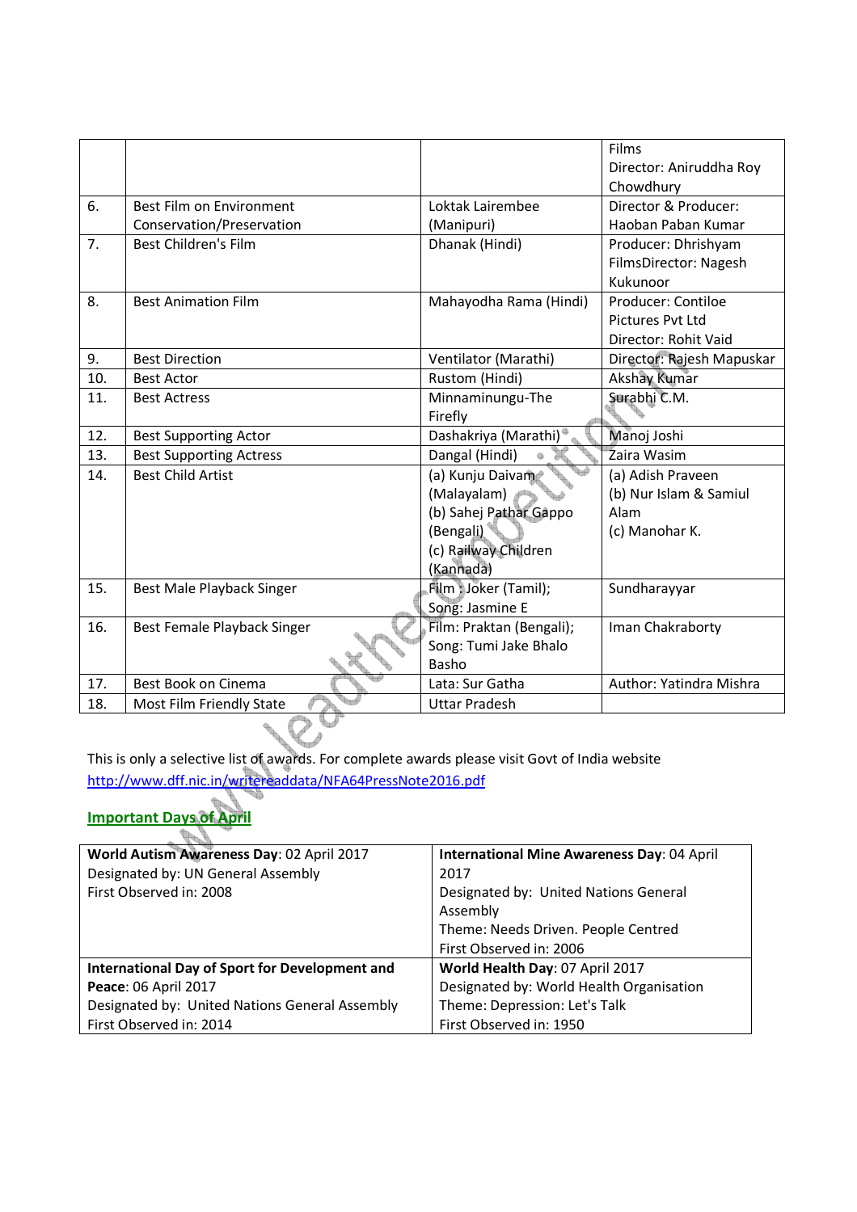|  |  |  | Films Director: Aniruddha Roy Chowdhury |
|---|---|---|---|
| 6. | Best Film on Environment Conservation/Preservation | Loktak Lairembee (Manipuri) | Director & Producer: Haoban Paban Kumar |
| 7. | Best Children's Film | Dhanak (Hindi) | Producer: Dhrishyam FilmsDirector: Nagesh Kukunoor |
| 8. | Best Animation Film | Mahayodha Rama (Hindi) | Producer: Contiloe Pictures Pvt Ltd Director: Rohit Vaid |
| 9. | Best Direction | Ventilator (Marathi) | Director: Rajesh Mapuskar |
| 10. | Best Actor | Rustom (Hindi) | Akshay Kumar |
| 11. | Best Actress | Minnaminungu-The Firefly | Surabhi C.M. |
| 12. | Best Supporting Actor | Dashakriya (Marathi) | Manoj Joshi |
| 13. | Best Supporting Actress | Dangal (Hindi) | Zaira Wasim |
| 14. | Best Child Artist | (a) Kunju Daivam (Malayalam) (b) Sahej Pathar Gappo (Bengali) (c) Railway Children (Kannada) | (a) Adish Praveen (b) Nur Islam & Samiul Alam (c) Manohar K. |
| 15. | Best Male Playback Singer | Film : Joker (Tamil); Song: Jasmine E | Sundharayyar |
| 16. | Best Female Playback Singer | Film: Praktan (Bengali); Song: Tumi Jake Bhalo Basho | Iman Chakraborty |
| 17. | Best Book on Cinema | Lata: Sur Gatha | Author: Yatindra Mishra |
| 18. | Most Film Friendly State | Uttar Pradesh |  |

This is only a selective list of awards. For complete awards please visit Govt of India website http://www.dff.nic.in/writereaddata/NFA64PressNote2016.pdf

## Important Days of April

| **World Autism Awareness Day**: 02 April 2017<br>Designated by: UN General Assembly<br>First Observed in: 2008 | **International Mine Awareness Day**: 04 April 2017<br>Designated by: United Nations General Assembly<br>Theme: Needs Driven. People Centred<br>First Observed in: 2006 |
|---|---|
| **International Day of Sport for Development and Peace**: 06 April 2017<br>Designated by: United Nations General Assembly<br>First Observed in: 2014 | **World Health Day**: 07 April 2017<br>Designated by: World Health Organisation<br>Theme: Depression: Let's Talk<br>First Observed in: 1950 |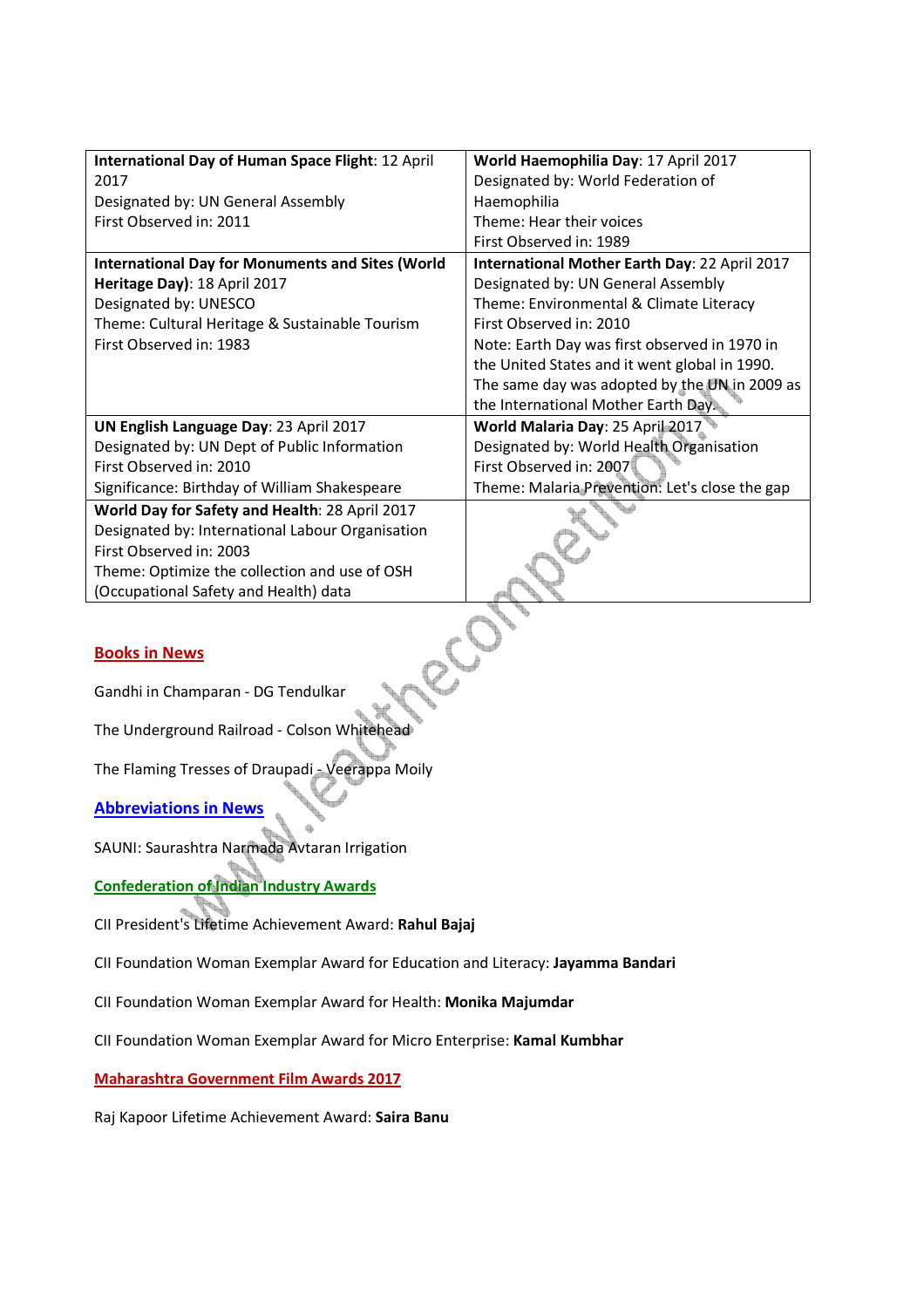| **International Day of Human Space Flight**: 12 April 2017<br>Designated by: UN General Assembly<br>First Observed in: 2011 | **World Haemophilia Day**: 17 April 2017<br>Designated by: World Federation of Haemophilia<br>Theme: Hear their voices<br>First Observed in: 1989 |
|---|---|
| **International Day for Monuments and Sites (World Heritage Day)**: 18 April 2017<br>Designated by: UNESCO<br>Theme: Cultural Heritage & Sustainable Tourism<br>First Observed in: 1983 | **International Mother Earth Day**: 22 April 2017<br>Designated by: UN General Assembly<br>Theme: Environmental & Climate Literacy<br>First Observed in: 2010<br>Note: Earth Day was first observed in 1970 in the United States and it went global in 1990. The same day was adopted by the UN in 2009 as the International Mother Earth Day. |
| **UN English Language Day**: 23 April 2017<br>Designated by: UN Dept of Public Information<br>First Observed in: 2010<br>Significance: Birthday of William Shakespeare | **World Malaria Day**: 25 April 2017<br>Designated by: World Health Organisation<br>First Observed in: 2007<br>Theme: Malaria Prevention: Let's close the gap |
| **World Day for Safety and Health**: 28 April 2017<br>Designated by: International Labour Organisation<br>First Observed in: 2003<br>Theme: Optimize the collection and use of OSH (Occupational Safety and Health) data | |

## Books in News

Gandhi in Champaran - DG Tendulkar

The Underground Railroad - Colson Whitehead

The Flaming Tresses of Draupadi - Veerappa Moily

## Abbreviations in News

SAUNI: Saurashtra Narmada Avtaran Irrigation

## Confederation of Indian Industry Awards

CII President's Lifetime Achievement Award: **Rahul Bajaj**

CII Foundation Woman Exemplar Award for Education and Literacy: **Jayamma Bandari**

CII Foundation Woman Exemplar Award for Health: **Monika Majumdar**

CII Foundation Woman Exemplar Award for Micro Enterprise: **Kamal Kumbhar**

## Maharashtra Government Film Awards 2017

Raj Kapoor Lifetime Achievement Award: **Saira Banu**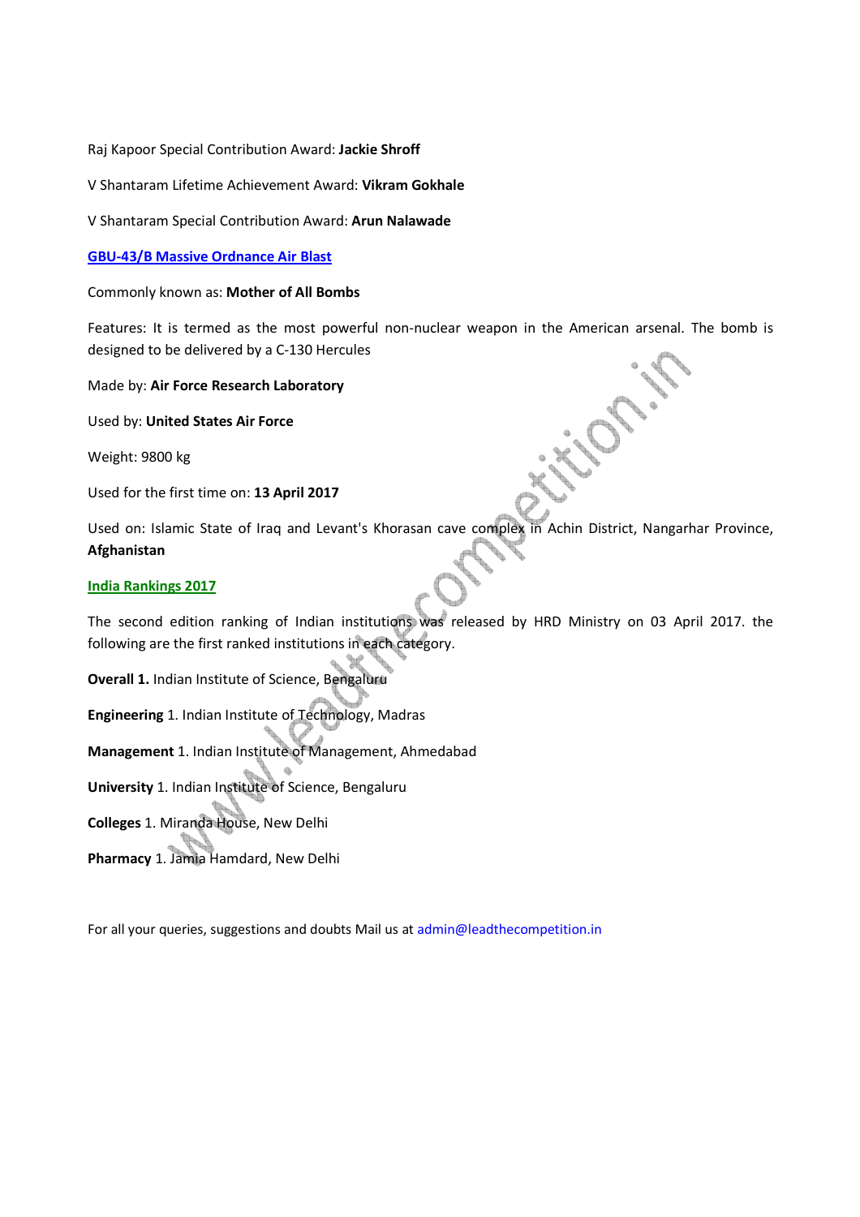Raj Kapoor Special Contribution Award: **Jackie Shroff**

V Shantaram Lifetime Achievement Award: **Vikram Gokhale**

V Shantaram Special Contribution Award: **Arun Nalawade**

## GBU-43/B Massive Ordnance Air Blast

Commonly known as: **Mother of All Bombs**

Features: It is termed as the most powerful non-nuclear weapon in the American arsenal. The bomb is designed to be delivered by a C-130 Hercules

Made by: **Air Force Research Laboratory**

Used by: **United States Air Force**

Weight: 9800 kg

Used for the first time on: **13 April 2017**

Used on: Islamic State of Iraq and Levant's Khorasan cave complex in Achin District, Nangarhar Province, **Afghanistan**

## India Rankings 2017

The second edition ranking of Indian institutions was released by HRD Ministry on 03 April 2017. the following are the first ranked institutions in each category.

**Overall 1.** Indian Institute of Science, Bengaluru

**Engineering** 1. Indian Institute of Technology, Madras

**Management** 1. Indian Institute of Management, Ahmedabad

**University** 1. Indian Institute of Science, Bengaluru

**Colleges** 1. Miranda House, New Delhi

**Pharmacy** 1. Jamia Hamdard, New Delhi

For all your queries, suggestions and doubts Mail us at admin@leadthecompetition.in